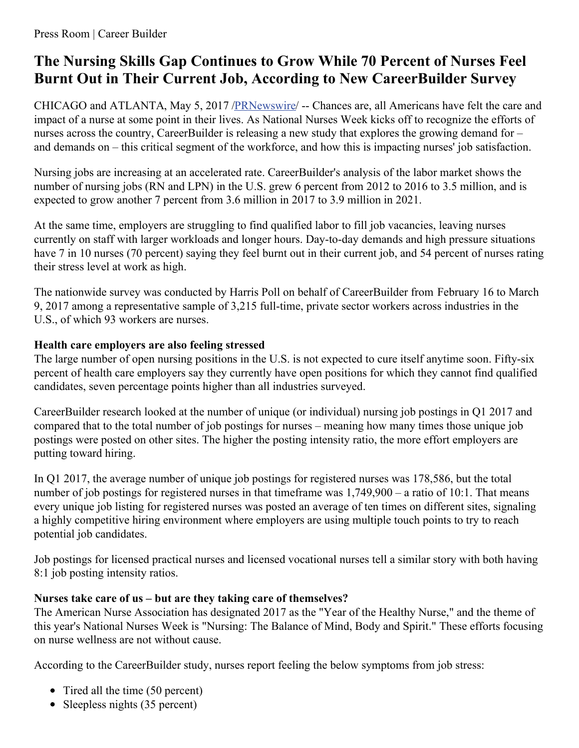Press Room | Career Builder

# The Nursing Skills Gap Continues to Grow While 70 Percent of Nurses Feel Burnt Out in Their Current Job, According to New CareerBuilder Survey

CHICAGO and ATLANTA, May 5, 2017 /PRNewswire/ -- Chances are, all Americans have felt the care and impact of a nurse at some point in their lives. As National Nurses Week kicks off to recognize the efforts of nurses across the country, CareerBuilder is releasing a new study that explores the growing demand for – and demands on – this critical segment of the workforce, and how this is impacting nurses' job satisfaction.

Nursing jobs are increasing at an accelerated rate. CareerBuilder's analysis of the labor market shows the number of nursing jobs (RN and LPN) in the U.S. grew 6 percent from 2012 to 2016 to 3.5 million, and is expected to grow another 7 percent from 3.6 million in 2017 to 3.9 million in 2021.

At the same time, employers are struggling to find qualified labor to fill job vacancies, leaving nurses currently on staff with larger workloads and longer hours. Day-to-day demands and high pressure situations have 7 in 10 nurses (70 percent) saying they feel burnt out in their current job, and 54 percent of nurses rating their stress level at work as high.

The nationwide survey was conducted by Harris Poll on behalf of CareerBuilder from February 16 to March 9, 2017 among a representative sample of 3,215 full-time, private sector workers across industries in the U.S., of which 93 workers are nurses.

**Health care employers are also feeling stressed**

The large number of open nursing positions in the U.S. is not expected to cure itself anytime soon. Fifty-six percent of health care employers say they currently have open positions for which they cannot find qualified candidates, seven percentage points higher than all industries surveyed.

CareerBuilder research looked at the number of unique (or individual) nursing job postings in Q1 2017 and compared that to the total number of job postings for nurses – meaning how many times those unique job postings were posted on other sites. The higher the posting intensity ratio, the more effort employers are putting toward hiring.

In Q1 2017, the average number of unique job postings for registered nurses was 178,586, but the total number of job postings for registered nurses in that timeframe was 1,749,900 – a ratio of 10:1. That means every unique job listing for registered nurses was posted an average of ten times on different sites, signaling a highly competitive hiring environment where employers are using multiple touch points to try to reach potential job candidates.

Job postings for licensed practical nurses and licensed vocational nurses tell a similar story with both having 8:1 job posting intensity ratios.

**Nurses take care of us – but are they taking care of themselves?**

The American Nurse Association has designated 2017 as the "Year of the Healthy Nurse," and the theme of this year's National Nurses Week is "Nursing: The Balance of Mind, Body and Spirit." These efforts focusing on nurse wellness are not without cause.

According to the CareerBuilder study, nurses report feeling the below symptoms from job stress:

- Tired all the time (50 percent)
- Sleepless nights (35 percent)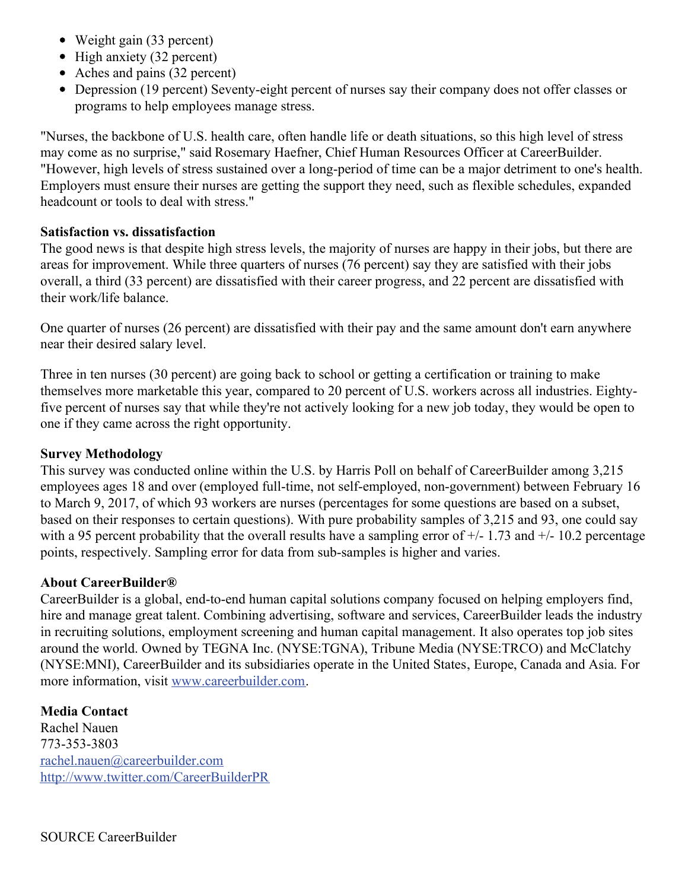- Weight gain (33 percent)
- High anxiety (32 percent)
- Aches and pains (32 percent)
- Depression (19 percent) Seventy-eight percent of nurses say their company does not offer classes or programs to help employees manage stress.

"Nurses, the backbone of U.S. health care, often handle life or death situations, so this high level of stress may come as no surprise," said Rosemary Haefner, Chief Human Resources Officer at CareerBuilder. "However, high levels of stress sustained over a long-period of time can be a major detriment to one's health. Employers must ensure their nurses are getting the support they need, such as flexible schedules, expanded headcount or tools to deal with stress."

**Satisfaction vs. dissatisfaction**

The good news is that despite high stress levels, the majority of nurses are happy in their jobs, but there are areas for improvement. While three quarters of nurses (76 percent) say they are satisfied with their jobs overall, a third (33 percent) are dissatisfied with their career progress, and 22 percent are dissatisfied with their work/life balance.

One quarter of nurses (26 percent) are dissatisfied with their pay and the same amount don't earn anywhere near their desired salary level.

Three in ten nurses (30 percent) are going back to school or getting a certification or training to make themselves more marketable this year, compared to 20 percent of U.S. workers across all industries. Eighty-five percent of nurses say that while they're not actively looking for a new job today, they would be open to one if they came across the right opportunity.

**Survey Methodology**

This survey was conducted online within the U.S. by Harris Poll on behalf of CareerBuilder among 3,215 employees ages 18 and over (employed full-time, not self-employed, non-government) between February 16 to March 9, 2017, of which 93 workers are nurses (percentages for some questions are based on a subset, based on their responses to certain questions). With pure probability samples of 3,215 and 93, one could say with a 95 percent probability that the overall results have a sampling error of +/- 1.73 and +/- 10.2 percentage points, respectively. Sampling error for data from sub-samples is higher and varies.

**About CareerBuilder®**

CareerBuilder is a global, end-to-end human capital solutions company focused on helping employers find, hire and manage great talent. Combining advertising, software and services, CareerBuilder leads the industry in recruiting solutions, employment screening and human capital management. It also operates top job sites around the world. Owned by TEGNA Inc. (NYSE:TGNA), Tribune Media (NYSE:TRCO) and McClatchy (NYSE:MNI), CareerBuilder and its subsidiaries operate in the United States, Europe, Canada and Asia. For more information, visit www.careerbuilder.com.

**Media Contact**

Rachel Nauen
773-353-3803
rachel.nauen@careerbuilder.com
http://www.twitter.com/CareerBuilderPR

SOURCE CareerBuilder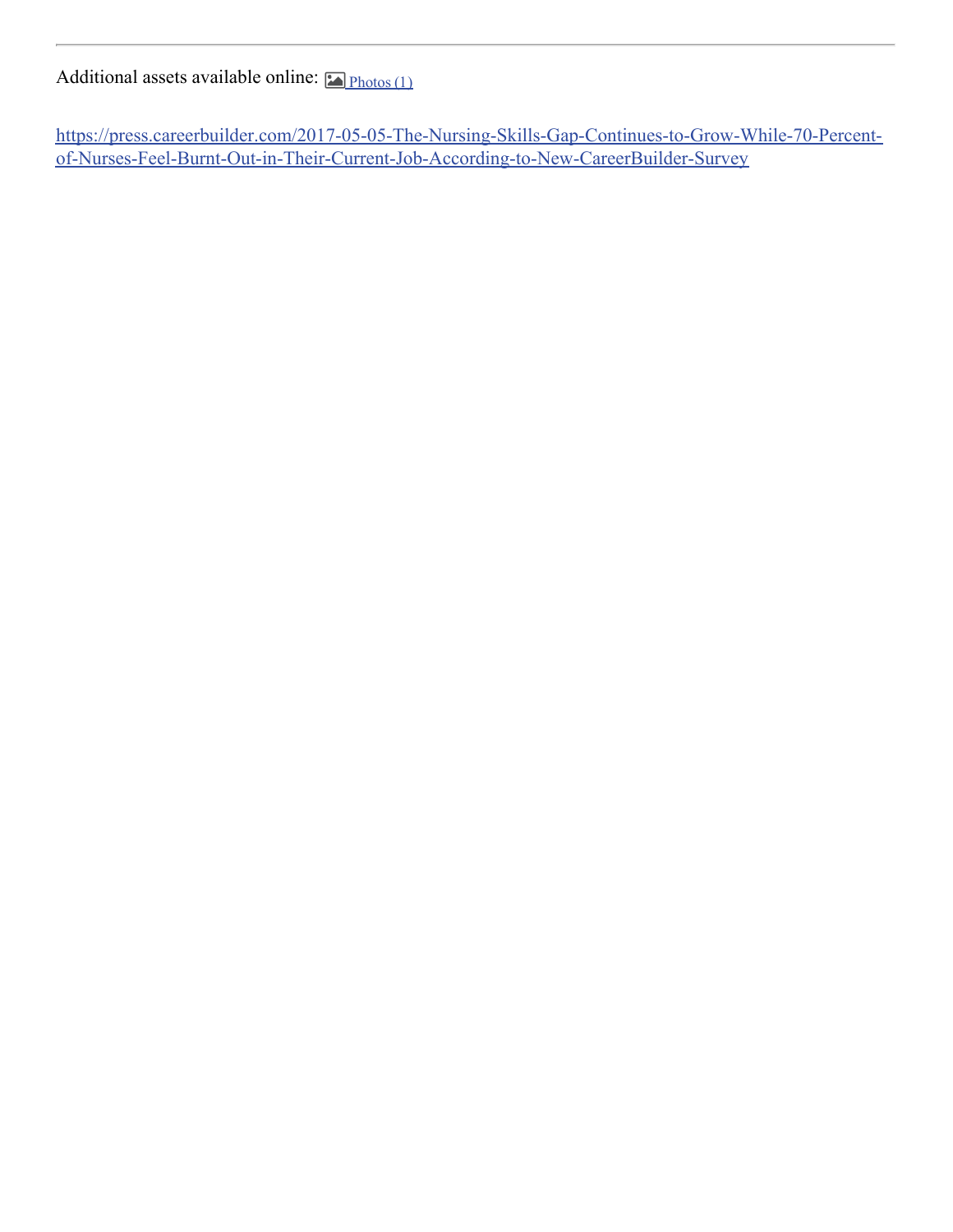---

Additional assets available online: Photos (1)

https://press.careerbuilder.com/2017-05-05-The-Nursing-Skills-Gap-Continues-to-Grow-While-70-Percent-of-Nurses-Feel-Burnt-Out-in-Their-Current-Job-According-to-New-CareerBuilder-Survey